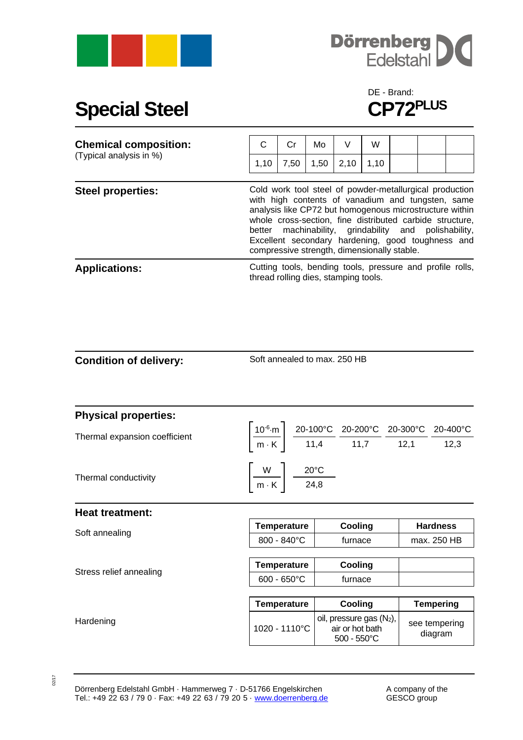Dörrenberg Edelstahl

# Special Steel

DE - Brand:
**CP72$^{PLUS}$**

## Chemical composition:
(Typical analysis in %)

| C | Cr | Mo | V | W | | | |
|---|---|---|---|---|---|---|---|
| 1,10 | 7,50 | 1,50 | 2,10 | 1,10 | | | |

## Steel properties:

Cold work tool steel of powder-metallurgical production with high contents of vanadium and tungsten, same analysis like CP72 but homogenous microstructure within whole cross-section, fine distributed carbide structure, better machinability, grindability and polishability, Excellent secondary hardening, good toughness and compressive strength, dimensionally stable.

## Applications:

Cutting tools, bending tools, pressure and profile rolls, thread rolling dies, stamping tools.

## Condition of delivery:

Soft annealed to max. 250 HB

## Physical properties:

Thermal expansion coefficient $\left[\frac{10^{-6} \cdot m}{m \cdot K}\right]$

| 20-100°C | 20-200°C | 20-300°C | 20-400°C |
|---|---|---|---|
| 11,4 | 11,7 | 12,1 | 12,3 |

Thermal conductivity $\left[\frac{W}{m \cdot K}\right]$

| 20°C |
|---|
| 24,8 |

## Heat treatment:

Soft annealing

| Temperature | Cooling | Hardness |
|---|---|---|
| 800 - 840°C | furnace | max. 250 HB |

Stress relief annealing

| Temperature | Cooling | |
|---|---|---|
| 600 - 650°C | furnace | |

Hardening

| Temperature | Cooling | Tempering |
|---|---|---|
| 1020 - 1110°C | oil, pressure gas ($N_2$), air or hot bath 500 - 550°C | see tempering diagram |

Dörrenberg Edelstahl GmbH · Hammerweg 7 · D-51766 Engelskirchen
Tel.: +49 22 63 / 79 0 · Fax: +49 22 63 / 79 20 5 · www.doerrenberg.de

A company of the GESCO group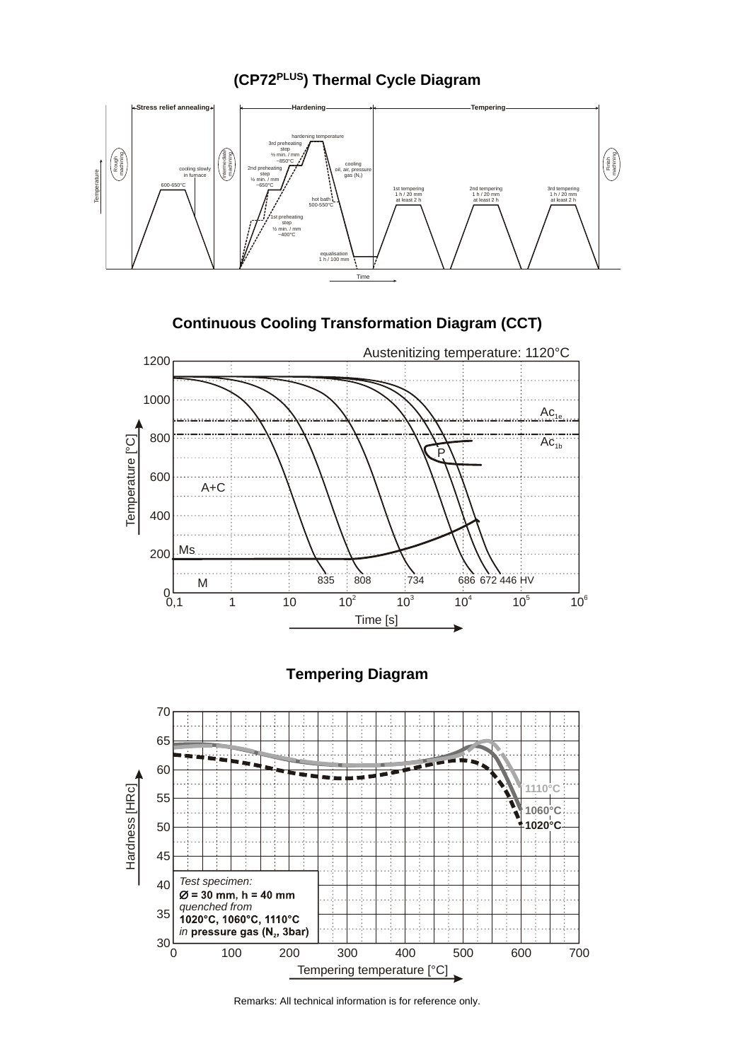## (CP72$^{PLUS}$) Thermal Cycle Diagram

Stress relief annealing
Hardening
Tempering

Temperature
Rough machining
600-650°C
cooling slowly in furnace
Intermediate machining
hardening temperature
3rd preheating step ½ min. / mm ~850°C
2nd preheating step ½ min. / mm ~650°C
1st preheating step ½ min. / mm ~400°C
cooling oil, air, pressure gas ($N_2$)
hot bath 500-550°C
equalisation 1 h / 100 mm
1st tempering 1 h / 20 mm at least 2 h
2nd tempering 1 h / 20 mm at least 2 h
3rd tempering 1 h / 20 mm at least 2 h
Finish machining
Time

## Continuous Cooling Transformation Diagram (CCT)

Austenitizing temperature: 1120°C

Temperature [°C]
1200
1000
800
600
400
200
0

$Ac_{1e}$
$Ac_{1b}$
P
A+C
Ms
M

835 808 734 686 672 446 HV

0,1 1 10 $10^2$ $10^3$ $10^4$ $10^5$ $10^6$
Time [s]

## Tempering Diagram

Hardness [HRc]
70 65 60 55 50 45 40 35 30

1110°C
1060°C
1020°C

*Test specimen:*
**Ø = 30 mm, h = 40 mm**
*quenched from*
**1020°C, 1060°C, 1110°C**
*in* **pressure gas ($N_2$, 3bar)**

0 100 200 300 400 500 600 700
Tempering temperature [°C]

Remarks: All technical information is for reference only.